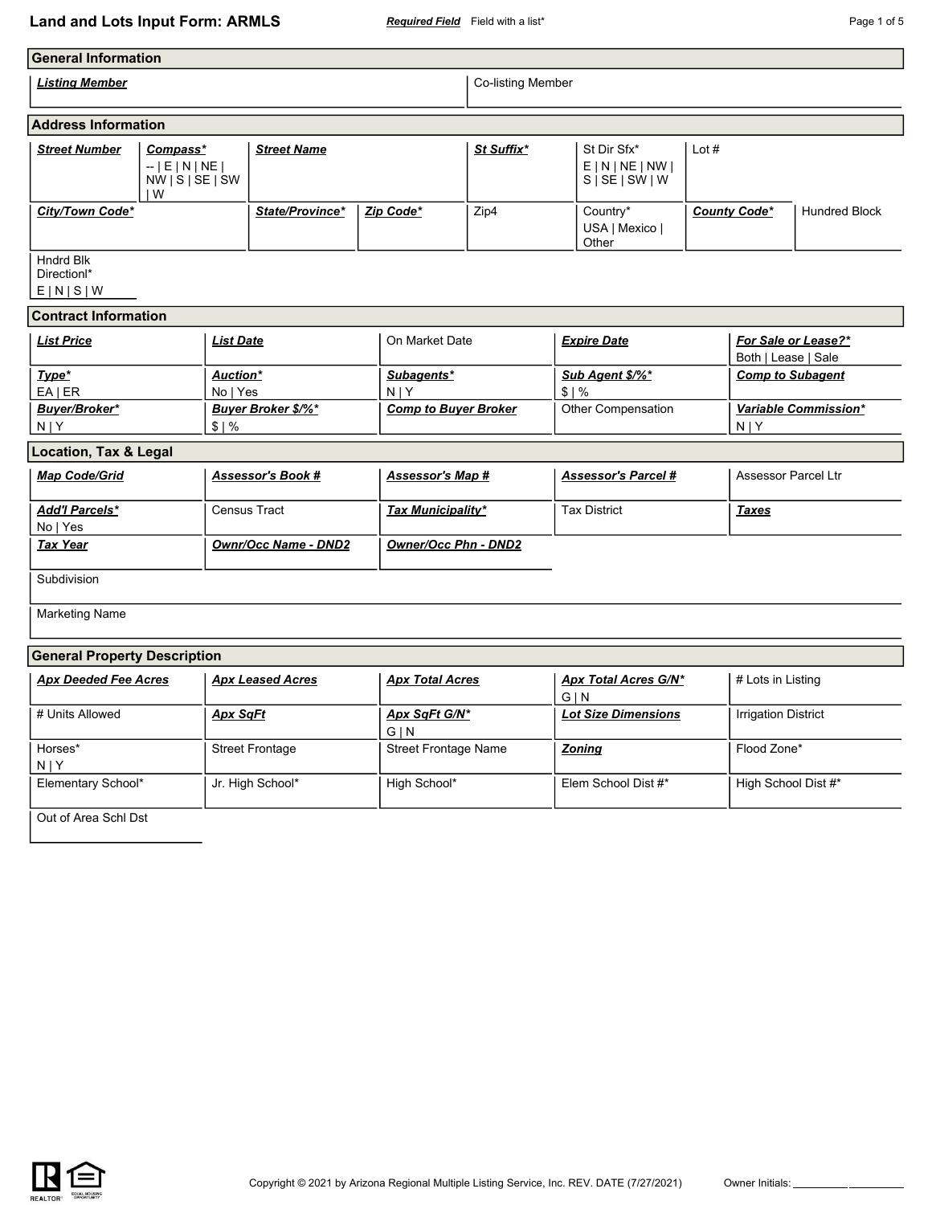# Land and Lots Input Form: ARMLS

***Required Field*** Field with a list*

## General Information

| ***Listing Member*** | Co-listing Member |
|---|---|
| | |

## Address Information

| ***Street Number*** | ***Compass**** -- \| E \| N \| NE \| NW \| S \| SE \| SW \| W | ***Street Name*** | ***St Suffix**** | St Dir Sfx* E \| N \| NE \| NW \| S \| SE \| SW \| W | Lot # | |
|---|---|---|---|---|---|---|
| ***City/Town Code**** | | ***State/Province**** | ***Zip Code**** | Zip4 | Country* USA \| Mexico \| Other | ***County Code**** | Hundred Block |
| Hndrd Blk Directionl* E \| N \| S \| W | | | | | | |

## Contract Information

| ***List Price*** | ***List Date*** | On Market Date | ***Expire Date*** | ***For Sale or Lease?**** Both \| Lease \| Sale |
|---|---|---|---|---|
| ***Type**** EA \| ER | ***Auction**** No \| Yes | ***Subagents**** N \| Y | ***Sub Agent $/%**** $ \| % | ***Comp to Subagent*** |
| ***Buyer/Broker**** N \| Y | ***Buyer Broker $/%**** $ \| % | ***Comp to Buyer Broker*** | Other Compensation | ***Variable Commission**** N \| Y |

## Location, Tax & Legal

| ***Map Code/Grid*** | ***Assessor's Book #*** | ***Assessor's Map #*** | ***Assessor's Parcel #*** | Assessor Parcel Ltr |
|---|---|---|---|---|
| ***Add'l Parcels**** No \| Yes | Census Tract | ***Tax Municipality**** | Tax District | ***Taxes*** |
| ***Tax Year*** | ***Ownr/Occ Name - DND2*** | ***Owner/Occ Phn - DND2*** | | |

Subdivision

Marketing Name

## General Property Description

| ***Apx Deeded Fee Acres*** | ***Apx Leased Acres*** | ***Apx Total Acres*** | ***Apx Total Acres G/N**** G \| N | # Lots in Listing |
|---|---|---|---|---|
| # Units Allowed | ***Apx SqFt*** | ***Apx SqFt G/N**** G \| N | ***Lot Size Dimensions*** | Irrigation District |
| Horses* N \| Y | Street Frontage | Street Frontage Name | ***Zoning*** | Flood Zone* |
| Elementary School* | Jr. High School* | High School* | Elem School Dist #* | High School Dist #* |
| Out of Area Schl Dst | | | | |

Copyright © 2021 by Arizona Regional Multiple Listing Service, Inc. REV. DATE (7/27/2021)

Owner Initials: __________ __________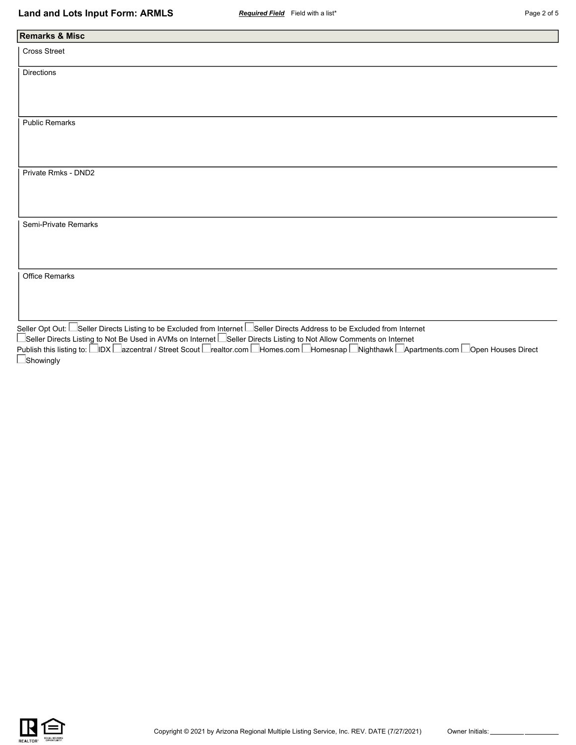## Remarks & Misc

Cross Street

Directions

Public Remarks

Private Rmks - DND2

Semi-Private Remarks

Office Remarks

Seller Opt Out: ☐ Seller Directs Listing to be Excluded from Internet ☐ Seller Directs Address to be Excluded from Internet ☐ Seller Directs Listing to Not Be Used in AVMs on Internet ☐ Seller Directs Listing to Not Allow Comments on Internet

Publish this listing to: ☐ IDX ☐ azcentral / Street Scout ☐ realtor.com ☐ Homes.com ☐ Homesnap ☐ Nighthawk ☐ Apartments.com ☐ Open Houses Direct ☐ Showingly

Owner Initials: __________ __________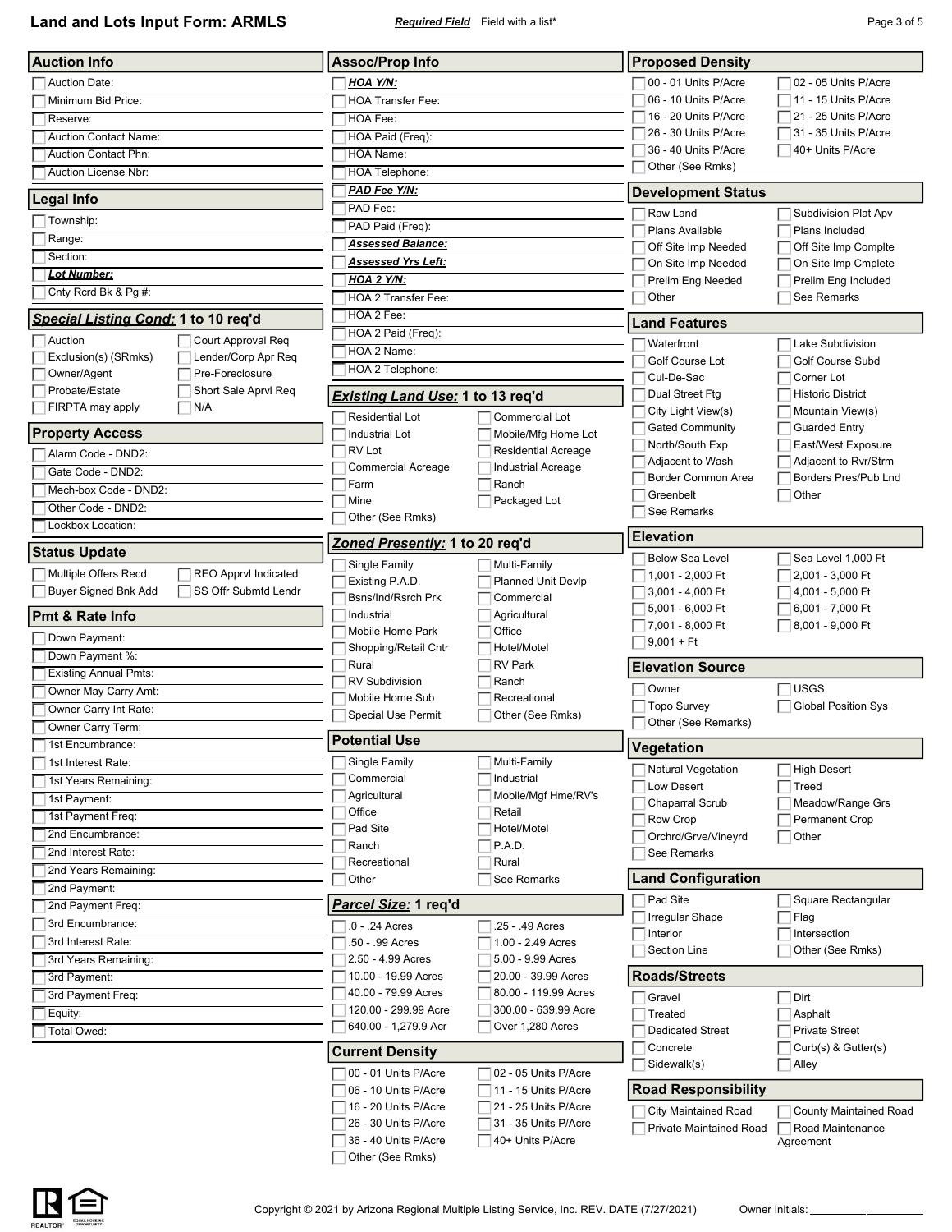# Land and Lots Input Form: ARMLS

***Required Field*** Field with a list*

## Auction Info

- Auction Date:
- Minimum Bid Price:
- Reserve:
- Auction Contact Name:
- Auction Contact Phn:
- Auction License Nbr:

## Legal Info

- Township:
- Range:
- Section:
- ***Lot Number:***
- Cnty Rcrd Bk & Pg #:

## ***Special Listing Cond:*** 1 to 10 req'd

- Auction
- Court Approval Req
- Exclusion(s) (SRmks)
- Lender/Corp Apr Req
- Owner/Agent
- Pre-Foreclosure
- Probate/Estate
- Short Sale Aprvl Req
- FIRPTA may apply
- N/A

## Property Access

- Alarm Code - DND2:
- Gate Code - DND2:
- Mech-box Code - DND2:
- Other Code - DND2:
- Lockbox Location:

## Status Update

- Multiple Offers Recd
- REO Apprvl Indicated
- Buyer Signed Bnk Add
- SS Offr Sbmtd Lendr

## Pmt & Rate Info

- Down Payment:
- Down Payment %:
- Existing Annual Pmts:
- Owner May Carry Amt:
- Owner Carry Int Rate:
- Owner Carry Term:
- 1st Encumbrance:
- 1st Interest Rate:
- 1st Years Remaining:
- 1st Payment:
- 1st Payment Freq:
- 2nd Encumbrance:
- 2nd Interest Rate:
- 2nd Years Remaining:
- 2nd Payment:
- 2nd Payment Freq:
- 3rd Encumbrance:
- 3rd Interest Rate:
- 3rd Years Remaining:
- 3rd Payment:
- 3rd Payment Freq:
- Equity:
- Total Owed:

## Assoc/Prop Info

- ***HOA Y/N:***
- HOA Transfer Fee:
- HOA Fee:
- HOA Paid (Freq):
- HOA Name:
- HOA Telephone:
- ***PAD Fee Y/N:***
- PAD Fee:
- PAD Paid (Freq):
- ***Assessed Balance:***
- ***Assessed Yrs Left:***
- ***HOA 2 Y/N:***
- HOA 2 Transfer Fee:
- HOA 2 Fee:
- HOA 2 Paid (Freq):
- HOA 2 Name:
- HOA 2 Telephone:

## ***Existing Land Use:*** 1 to 13 req'd

- Residential Lot
- Commercial Lot
- Industrial Lot
- Mobile/Mfg Home Lot
- RV Lot
- Residential Acreage
- Commercial Acreage
- Industrial Acreage
- Farm
- Ranch
- Mine
- Packaged Lot
- Other (See Rmks)

## ***Zoned Presently:*** 1 to 20 req'd

- Single Family
- Multi-Family
- Existing P.A.D.
- Planned Unit Devlp
- Bsns/Ind/Rsrch Prk
- Commercial
- Industrial
- Agricultural
- Mobile Home Park
- Office
- Shopping/Retail Cntr
- Hotel/Motel
- Rural
- RV Park
- RV Subdivision
- Ranch
- Mobile Home Sub
- Recreational
- Special Use Permit
- Other (See Rmks)

## Potential Use

- Single Family
- Multi-Family
- Commercial
- Industrial
- Agricultural
- Mobile/Mgf Hme/RV's
- Office
- Retail
- Pad Site
- Hotel/Motel
- Ranch
- P.A.D.
- Recreational
- Rural
- Other
- See Remarks

## ***Parcel Size:*** 1 req'd

- .0 - .24 Acres
- .25 - .49 Acres
- .50 - .99 Acres
- 1.00 - 2.49 Acres
- 2.50 - 4.99 Acres
- 5.00 - 9.99 Acres
- 10.00 - 19.99 Acres
- 20.00 - 39.99 Acres
- 40.00 - 79.99 Acres
- 80.00 - 119.99 Acres
- 120.00 - 299.99 Acre
- 300.00 - 639.99 Acre
- 640.00 - 1,279.9 Acr
- Over 1,280 Acres

## Current Density

- 00 - 01 Units P/Acre
- 02 - 05 Units P/Acre
- 06 - 10 Units P/Acre
- 11 - 15 Units P/Acre
- 16 - 20 Units P/Acre
- 21 - 25 Units P/Acre
- 26 - 30 Units P/Acre
- 31 - 35 Units P/Acre
- 36 - 40 Units P/Acre
- 40+ Units P/Acre
- Other (See Rmks)

## Proposed Density

- 00 - 01 Units P/Acre
- 02 - 05 Units P/Acre
- 06 - 10 Units P/Acre
- 11 - 15 Units P/Acre
- 16 - 20 Units P/Acre
- 21 - 25 Units P/Acre
- 26 - 30 Units P/Acre
- 31 - 35 Units P/Acre
- 36 - 40 Units P/Acre
- 40+ Units P/Acre
- Other (See Rmks)

## Development Status

- Raw Land
- Subdivision Plat Apv
- Plans Available
- Plans Included
- Off Site Imp Needed
- Off Site Imp Complte
- On Site Imp Needed
- On Site Imp Cmplete
- Prelim Eng Needed
- Prelim Eng Included
- Other
- See Remarks

## Land Features

- Waterfront
- Lake Subdivision
- Golf Course Lot
- Golf Course Subd
- Cul-De-Sac
- Corner Lot
- Dual Street Ftg
- Historic District
- City Light View(s)
- Mountain View(s)
- Gated Community
- Guarded Entry
- North/South Exp
- East/West Exposure
- Adjacent to Wash
- Adjacent to Rvr/Strm
- Border Common Area
- Borders Pres/Pub Lnd
- Greenbelt
- Other
- See Remarks

## Elevation

- Below Sea Level
- Sea Level 1,000 Ft
- 1,001 - 2,000 Ft
- 2,001 - 3,000 Ft
- 3,001 - 4,000 Ft
- 4,001 - 5,000 Ft
- 5,001 - 6,000 Ft
- 6,001 - 7,000 Ft
- 7,001 - 8,000 Ft
- 8,001 - 9,000 Ft
- 9,001 + Ft

## Elevation Source

- Owner
- USGS
- Topo Survey
- Global Position Sys
- Other (See Remarks)

## Vegetation

- Natural Vegetation
- High Desert
- Low Desert
- Treed
- Chaparral Scrub
- Meadow/Range Grs
- Row Crop
- Permanent Crop
- Orchrd/Grve/Vineyrd
- Other
- See Remarks

## Land Configuration

- Pad Site
- Square Rectangular
- Irregular Shape
- Flag
- Interior
- Intersection
- Section Line
- Other (See Rmks)

## Roads/Streets

- Gravel
- Dirt
- Treated
- Asphalt
- Dedicated Street
- Private Street
- Concrete
- Curb(s) & Gutter(s)
- Sidewalk(s)
- Alley

## Road Responsibility

- City Maintained Road
- County Maintained Road
- Private Maintained Road
- Road Maintenance Agreement

Copyright © 2021 by Arizona Regional Multiple Listing Service, Inc. REV. DATE (7/27/2021)

Owner Initials: ________ ________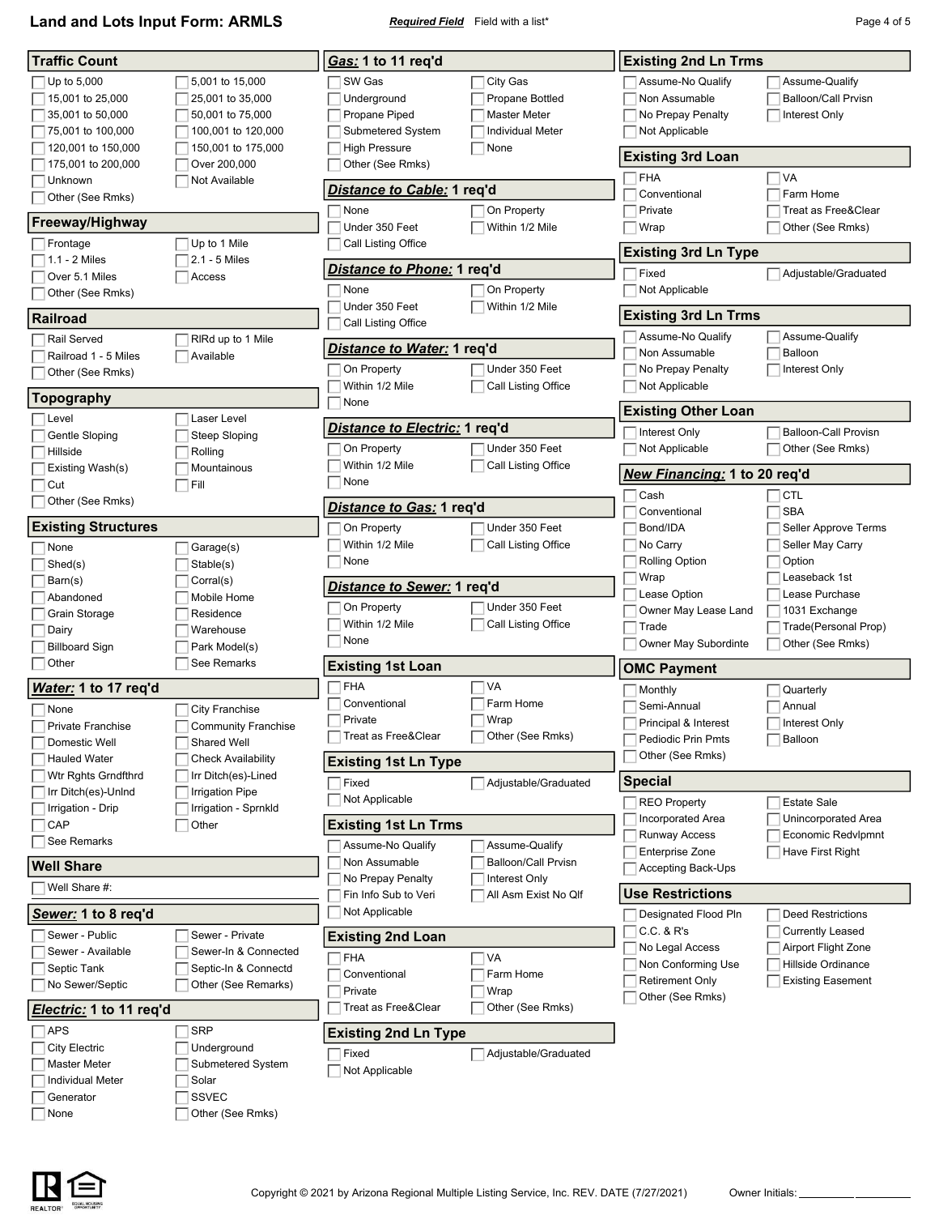# Land and Lots Input Form: ARMLS

***Required Field*** Field with a list*

## Traffic Count

- [ ] Up to 5,000
- [ ] 5,001 to 15,000
- [ ] 15,001 to 25,000
- [ ] 25,001 to 35,000
- [ ] 35,001 to 50,000
- [ ] 50,001 to 75,000
- [ ] 75,001 to 100,000
- [ ] 100,001 to 120,000
- [ ] 120,001 to 150,000
- [ ] 150,001 to 175,000
- [ ] 175,001 to 200,000
- [ ] Over 200,000
- [ ] Unknown
- [ ] Not Available
- [ ] Other (See Rmks)

## Freeway/Highway

- [ ] Frontage
- [ ] Up to 1 Mile
- [ ] 1.1 - 2 Miles
- [ ] 2.1 - 5 Miles
- [ ] Over 5.1 Miles
- [ ] Access
- [ ] Other (See Rmks)

## Railroad

- [ ] Rail Served
- [ ] RlRd up to 1 Mile
- [ ] Railroad 1 - 5 Miles
- [ ] Available
- [ ] Other (See Rmks)

## Topography

- [ ] Level
- [ ] Laser Level
- [ ] Gentle Sloping
- [ ] Steep Sloping
- [ ] Hillside
- [ ] Rolling
- [ ] Existing Wash(s)
- [ ] Mountainous
- [ ] Cut
- [ ] Fill
- [ ] Other (See Rmks)

## Existing Structures

- [ ] None
- [ ] Garage(s)
- [ ] Shed(s)
- [ ] Stable(s)
- [ ] Barn(s)
- [ ] Corral(s)
- [ ] Abandoned
- [ ] Mobile Home
- [ ] Grain Storage
- [ ] Residence
- [ ] Dairy
- [ ] Warehouse
- [ ] Billboard Sign
- [ ] Park Model(s)
- [ ] Other
- [ ] See Remarks

## ***Water:*** 1 to 17 req'd

- [ ] None
- [ ] City Franchise
- [ ] Private Franchise
- [ ] Community Franchise
- [ ] Domestic Well
- [ ] Shared Well
- [ ] Hauled Water
- [ ] Check Availability
- [ ] Wtr Rghts Grndfthrd
- [ ] Irr Ditch(es)-Lined
- [ ] Irr Ditch(es)-Unlnd
- [ ] Irrigation Pipe
- [ ] Irrigation - Drip
- [ ] Irrigation - Sprnkld
- [ ] CAP
- [ ] Other
- [ ] See Remarks

## Well Share

- [ ] Well Share #:

## ***Sewer:*** 1 to 8 req'd

- [ ] Sewer - Public
- [ ] Sewer - Private
- [ ] Sewer - Available
- [ ] Sewer-In & Connected
- [ ] Septic Tank
- [ ] Septic-In & Connectd
- [ ] No Sewer/Septic
- [ ] Other (See Remarks)

## ***Electric:*** 1 to 11 req'd

- [ ] APS
- [ ] SRP
- [ ] City Electric
- [ ] Underground
- [ ] Master Meter
- [ ] Submetered System
- [ ] Individual Meter
- [ ] Solar
- [ ] Generator
- [ ] SSVEC
- [ ] None
- [ ] Other (See Rmks)

## ***Gas:*** 1 to 11 req'd

- [ ] SW Gas
- [ ] City Gas
- [ ] Underground
- [ ] Propane Bottled
- [ ] Propane Piped
- [ ] Master Meter
- [ ] Submetered System
- [ ] Individual Meter
- [ ] High Pressure
- [ ] None
- [ ] Other (See Rmks)

## ***Distance to Cable:*** 1 req'd

- [ ] None
- [ ] On Property
- [ ] Under 350 Feet
- [ ] Within 1/2 Mile
- [ ] Call Listing Office

## ***Distance to Phone:*** 1 req'd

- [ ] None
- [ ] On Property
- [ ] Under 350 Feet
- [ ] Within 1/2 Mile
- [ ] Call Listing Office

## ***Distance to Water:*** 1 req'd

- [ ] On Property
- [ ] Under 350 Feet
- [ ] Within 1/2 Mile
- [ ] Call Listing Office
- [ ] None

## ***Distance to Electric:*** 1 req'd

- [ ] On Property
- [ ] Under 350 Feet
- [ ] Within 1/2 Mile
- [ ] Call Listing Office
- [ ] None

## ***Distance to Gas:*** 1 req'd

- [ ] On Property
- [ ] Under 350 Feet
- [ ] Within 1/2 Mile
- [ ] Call Listing Office
- [ ] None

## ***Distance to Sewer:*** 1 req'd

- [ ] On Property
- [ ] Under 350 Feet
- [ ] Within 1/2 Mile
- [ ] Call Listing Office
- [ ] None

## Existing 1st Loan

- [ ] FHA
- [ ] VA
- [ ] Conventional
- [ ] Farm Home
- [ ] Private
- [ ] Wrap
- [ ] Treat as Free&Clear
- [ ] Other (See Rmks)

## Existing 1st Ln Type

- [ ] Fixed
- [ ] Adjustable/Graduated
- [ ] Not Applicable

## Existing 1st Ln Trms

- [ ] Assume-No Qualify
- [ ] Assume-Qualify
- [ ] Non Assumable
- [ ] Balloon/Call Prvisn
- [ ] No Prepay Penalty
- [ ] Interest Only
- [ ] Fin Info Sub to Veri
- [ ] All Asm Exist No Qlf
- [ ] Not Applicable

## Existing 2nd Loan

- [ ] FHA
- [ ] VA
- [ ] Conventional
- [ ] Farm Home
- [ ] Private
- [ ] Wrap
- [ ] Treat as Free&Clear
- [ ] Other (See Rmks)

## Existing 2nd Ln Type

- [ ] Fixed
- [ ] Adjustable/Graduated
- [ ] Not Applicable

## Existing 2nd Ln Trms

- [ ] Assume-No Qualify
- [ ] Assume-Qualify
- [ ] Non Assumable
- [ ] Balloon/Call Prvisn
- [ ] No Prepay Penalty
- [ ] Interest Only
- [ ] Not Applicable

## Existing 3rd Loan

- [ ] FHA
- [ ] VA
- [ ] Conventional
- [ ] Farm Home
- [ ] Private
- [ ] Treat as Free&Clear
- [ ] Wrap
- [ ] Other (See Rmks)

## Existing 3rd Ln Type

- [ ] Fixed
- [ ] Adjustable/Graduated
- [ ] Not Applicable

## Existing 3rd Ln Trms

- [ ] Assume-No Qualify
- [ ] Assume-Qualify
- [ ] Non Assumable
- [ ] Balloon
- [ ] No Prepay Penalty
- [ ] Interest Only
- [ ] Not Applicable

## Existing Other Loan

- [ ] Interest Only
- [ ] Balloon-Call Provisn
- [ ] Not Applicable
- [ ] Other (See Rmks)

## ***New Financing:*** 1 to 20 req'd

- [ ] Cash
- [ ] CTL
- [ ] Conventional
- [ ] SBA
- [ ] Bond/IDA
- [ ] Seller Approve Terms
- [ ] No Carry
- [ ] Seller May Carry
- [ ] Rolling Option
- [ ] Option
- [ ] Wrap
- [ ] Leaseback 1st
- [ ] Lease Option
- [ ] Lease Purchase
- [ ] Owner May Lease Land
- [ ] 1031 Exchange
- [ ] Trade
- [ ] Trade(Personal Prop)
- [ ] Owner May Subordinte
- [ ] Other (See Rmks)

## OMC Payment

- [ ] Monthly
- [ ] Quarterly
- [ ] Semi-Annual
- [ ] Annual
- [ ] Principal & Interest
- [ ] Interest Only
- [ ] Pediodic Prin Pmts
- [ ] Balloon
- [ ] Other (See Rmks)

## Special

- [ ] REO Property
- [ ] Estate Sale
- [ ] Incorporated Area
- [ ] Unincorporated Area
- [ ] Runway Access
- [ ] Economic Redvlpmnt
- [ ] Enterprise Zone
- [ ] Have First Right
- [ ] Accepting Back-Ups

## Use Restrictions

- [ ] Designated Flood Pln
- [ ] Deed Restrictions
- [ ] C.C. & R's
- [ ] Currently Leased
- [ ] No Legal Access
- [ ] Airport Flight Zone
- [ ] Non Conforming Use
- [ ] Hillside Ordinance
- [ ] Retirement Only
- [ ] Existing Easement
- [ ] Other (See Rmks)

Copyright © 2021 by Arizona Regional Multiple Listing Service, Inc. REV. DATE (7/27/2021)

Owner Initials: __________ __________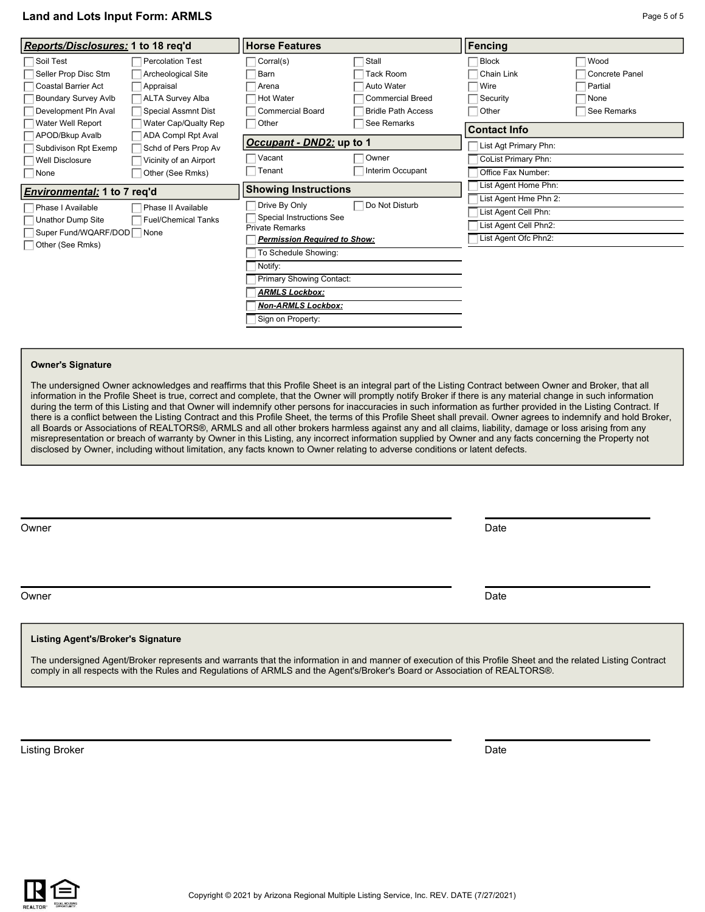## Land and Lots Input Form: ARMLS

### ***Reports/Disclosures:*** 1 to 18 req'd

- [ ] Soil Test
- [ ] Percolation Test
- [ ] Seller Prop Disc Stm
- [ ] Archeological Site
- [ ] Coastal Barrier Act
- [ ] Appraisal
- [ ] Boundary Survey Avlb
- [ ] ALTA Survey Alba
- [ ] Development Pln Aval
- [ ] Special Assmnt Dist
- [ ] Water Well Report
- [ ] Water Cap/Qualty Rep
- [ ] APOD/Bkup Avalb
- [ ] ADA Compl Rpt Aval
- [ ] Subdivison Rpt Exemp
- [ ] Schd of Pers Prop Av
- [ ] Well Disclosure
- [ ] Vicinity of an Airport
- [ ] None
- [ ] Other (See Rmks)

### ***Environmental:*** 1 to 7 req'd

- [ ] Phase I Available
- [ ] Phase II Available
- [ ] Unathor Dump Site
- [ ] Fuel/Chemical Tanks
- [ ] Super Fund/WQARF/DOD
- [ ] None
- [ ] Other (See Rmks)

### Horse Features

- [ ] Corral(s)
- [ ] Stall
- [ ] Barn
- [ ] Tack Room
- [ ] Arena
- [ ] Auto Water
- [ ] Hot Water
- [ ] Commercial Breed
- [ ] Commercial Board
- [ ] Bridle Path Access
- [ ] Other
- [ ] See Remarks

### ***Occupant - DND2:*** up to 1

- [ ] Vacant
- [ ] Owner
- [ ] Tenant
- [ ] Interim Occupant

### Showing Instructions

- [ ] Drive By Only
- [ ] Do Not Disturb
- [ ] Special Instructions See Private Remarks
- [ ] ***Permission Required to Show:***
- [ ] To Schedule Showing:
- [ ] Notify:
- [ ] Primary Showing Contact:
- [ ] ***ARMLS Lockbox:***
- [ ] ***Non-ARMLS Lockbox:***
- [ ] Sign on Property:

### Fencing

- [ ] Block
- [ ] Wood
- [ ] Chain Link
- [ ] Concrete Panel
- [ ] Wire
- [ ] Partial
- [ ] Security
- [ ] None
- [ ] Other
- [ ] See Remarks

### Contact Info

- [ ] List Agt Primary Phn:
- [ ] CoList Primary Phn:
- [ ] Office Fax Number:
- [ ] List Agent Home Phn:
- [ ] List Agent Hme Phn 2:
- [ ] List Agent Cell Phn:
- [ ] List Agent Cell Phn2:
- [ ] List Agent Ofc Phn2:

---

**Owner's Signature**

The undersigned Owner acknowledges and reaffirms that this Profile Sheet is an integral part of the Listing Contract between Owner and Broker, that all information in the Profile Sheet is true, correct and complete, that the Owner will promptly notify Broker if there is any material change in such information during the term of this Listing and that Owner will indemnify other persons for inaccuracies in such information as further provided in the Listing Contract. If there is a conflict between the Listing Contract and this Profile Sheet, the terms of this Profile Sheet shall prevail. Owner agrees to indemnify and hold Broker, all Boards or Associations of REALTORS®, ARMLS and all other brokers harmless against any and all claims, liability, damage or loss arising from any misrepresentation or breach of warranty by Owner in this Listing, any incorrect information supplied by Owner and any facts concerning the Property not disclosed by Owner, including without limitation, any facts known to Owner relating to adverse conditions or latent defects.

\_\_\_\_\_\_\_\_\_\_\_\_\_\_\_\_\_\_\_\_\_\_\_\_\_\_\_\_\_\_ \_\_\_\_\_\_\_\_\_\_\_\_\_\_\_\_
Owner Date

\_\_\_\_\_\_\_\_\_\_\_\_\_\_\_\_\_\_\_\_\_\_\_\_\_\_\_\_\_\_ \_\_\_\_\_\_\_\_\_\_\_\_\_\_\_\_
Owner Date

**Listing Agent's/Broker's Signature**

The undersigned Agent/Broker represents and warrants that the information in and manner of execution of this Profile Sheet and the related Listing Contract comply in all respects with the Rules and Regulations of ARMLS and the Agent's/Broker's Board or Association of REALTORS®.

\_\_\_\_\_\_\_\_\_\_\_\_\_\_\_\_\_\_\_\_\_\_\_\_\_\_\_\_\_\_ \_\_\_\_\_\_\_\_\_\_\_\_\_\_\_\_
Listing Broker Date

Copyright © 2021 by Arizona Regional Multiple Listing Service, Inc. REV. DATE (7/27/2021)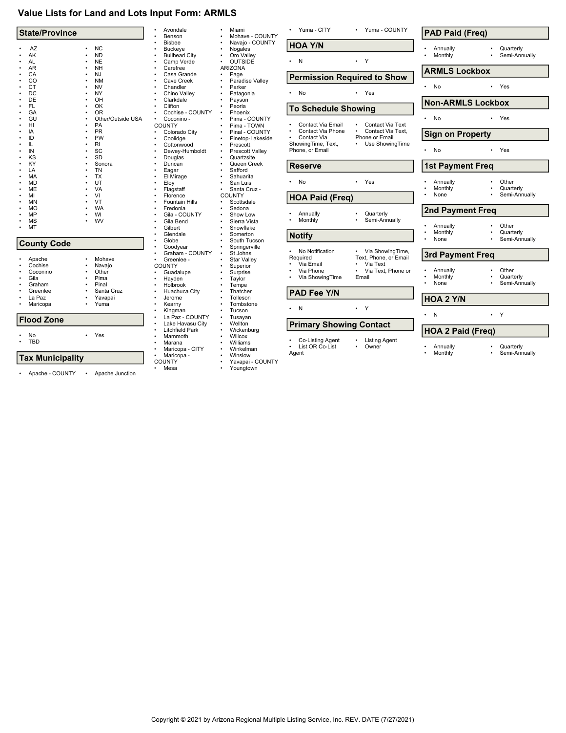# Value Lists for Land and Lots Input Form: ARMLS

## State/Province

- AZ
- AK
- AL
- AR
- CA
- CO
- CT
- DC
- DE
- FL
- GA
- GU
- HI
- IA
- ID
- IL
- IN
- KS
- KY
- LA
- MA
- MD
- ME
- MI
- MN
- MO
- MP
- MS
- MT
- NC
- ND
- NE
- NH
- NJ
- NM
- NV
- NY
- OH
- OK
- OR
- Other/Outside USA
- PA
- PR
- PW
- RI
- SC
- SD
- Sonora
- TN
- TX
- UT
- VA
- VI
- VT
- WA
- WI
- WV

## County Code

- Apache
- Cochise
- Coconino
- Gila
- Graham
- Greenlee
- La Paz
- Maricopa
- Mohave
- Navajo
- Other
- Pima
- Pinal
- Santa Cruz
- Yavapai
- Yuma

## Flood Zone

- No
- TBD
- Yes

## Tax Municipality

- Apache - COUNTY
- Apache Junction
- Avondale
- Benson
- Bisbee
- Buckeye
- Bullhead City
- Camp Verde
- Carefree
- Casa Grande
- Cave Creek
- Chandler
- Chino Valley
- Clarkdale
- Clifton
- Cochise - COUNTY
- Coconino - COUNTY
- Colorado City
- Coolidge
- Cottonwood
- Dewey-Humboldt
- Douglas
- Duncan
- Eagar
- El Mirage
- Eloy
- Flagstaff
- Florence
- Fountain Hills
- Fredonia
- Gila - COUNTY
- Gila Bend
- Gilbert
- Glendale
- Globe
- Goodyear
- Graham - COUNTY
- Greenlee - COUNTY
- Guadalupe
- Hayden
- Holbrook
- Huachuca City
- Jerome
- Kearny
- Kingman
- La Paz - COUNTY
- Lake Havasu City
- Litchfield Park
- Mammoth
- Marana
- Maricopa - CITY
- Maricopa - COUNTY
- Mesa
- Miami
- Mohave - COUNTY
- Navajo - COUNTY
- Nogales
- Oro Valley
- OUTSIDE ARIZONA
- Page
- Paradise Valley
- Parker
- Patagonia
- Payson
- Peoria
- Phoenix
- Pima - COUNTY
- Pima - TOWN
- Pinal - COUNTY
- Pinetop-Lakeside
- Prescott
- Prescott Valley
- Quartzsite
- Queen Creek
- Safford
- Sahuarita
- San Luis
- Santa Cruz - COUNTY
- Scottsdale
- Sedona
- Show Low
- Sierra Vista
- Snowflake
- Somerton
- South Tucson
- Springerville
- St Johns
- Star Valley
- Superior
- Surprise
- Taylor
- Tempe
- Thatcher
- Tolleson
- Tombstone
- Tucson
- Tusayan
- Wellton
- Wickenburg
- Willcox
- Williams
- Winkelman
- Winslow
- Yavapai - COUNTY
- Youngtown
- Yuma - CITY
- Yuma - COUNTY

## HOA Y/N

- N
- Y

## Permission Required to Show

- No
- Yes

## To Schedule Showing

- Contact Via Email
- Contact Via Phone
- Contact Via ShowingTime, Text, Phone, or Email
- Contact Via Text
- Contact Via Text, Phone or Email
- Use ShowingTime

## Reserve

- No
- Yes

## HOA Paid (Freq)

- Annually
- Monthly
- Quarterly
- Semi-Annually

## Notify

- No Notification Required
- Via Email
- Via Phone
- Via ShowingTime
- Via ShowingTime, Text, Phone, or Email
- Via Text
- Via Text, Phone or Email

## PAD Fee Y/N

- N
- Y

## Primary Showing Contact

- Co-Listing Agent
- List OR Co-List Agent
- Listing Agent
- Owner

## PAD Paid (Freq)

- Annually
- Monthly
- Quarterly
- Semi-Annually

## ARMLS Lockbox

- No
- Yes

## Non-ARMLS Lockbox

- No
- Yes

## Sign on Property

- No
- Yes

## 1st Payment Freq

- Annually
- Monthly
- None
- Other
- Quarterly
- Semi-Annually

## 2nd Payment Freq

- Annually
- Monthly
- None
- Other
- Quarterly
- Semi-Annually

## 3rd Payment Freq

- Annually
- Monthly
- None
- Other
- Quarterly
- Semi-Annually

## HOA 2 Y/N

- N
- Y

## HOA 2 Paid (Freq)

- Annually
- Monthly
- Quarterly
- Semi-Annually

Copyright © 2021 by Arizona Regional Multiple Listing Service, Inc. REV. DATE (7/27/2021)